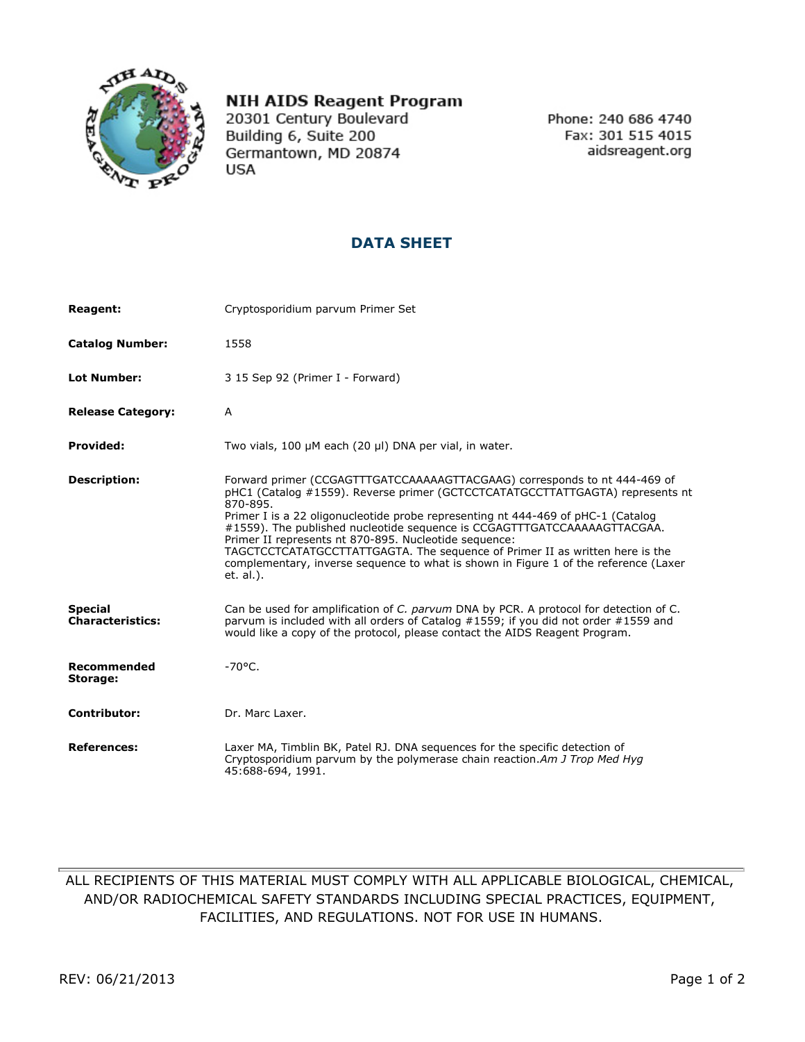**NIH AIDS Reagent Program**
20301 Century Boulevard
Building 6, Suite 200
Germantown, MD 20874
USA

Phone: 240 686 4740
Fax: 301 515 4015
aidsreagent.org

## DATA SHEET

| | |
|---|---|
| **Reagent:** | Cryptosporidium parvum Primer Set |
| **Catalog Number:** | 1558 |
| **Lot Number:** | 3 15 Sep 92 (Primer I - Forward) |
| **Release Category:** | A |
| **Provided:** | Two vials, 100 µM each (20 µl) DNA per vial, in water. |
| **Description:** | Forward primer (CCGAGTTTGATCCAAAAAGTTACGAAG) corresponds to nt 444-469 of pHC1 (Catalog #1559). Reverse primer (GCTCCTCATATGCCTTATTGAGTA) represents nt 870-895. Primer I is a 22 oligonucleotide probe representing nt 444-469 of pHC-1 (Catalog #1559). The published nucleotide sequence is CCGAGTTTGATCCAAAAAGTTACGAA. Primer II represents nt 870-895. Nucleotide sequence: TAGCTCCTCATATGCCTTATTGAGTA. The sequence of Primer II as written here is the complementary, inverse sequence to what is shown in Figure 1 of the reference (Laxer et. al.). |
| **Special Characteristics:** | Can be used for amplification of *C. parvum* DNA by PCR. A protocol for detection of C. parvum is included with all orders of Catalog #1559; if you did not order #1559 and would like a copy of the protocol, please contact the AIDS Reagent Program. |
| **Recommended Storage:** | -70°C. |
| **Contributor:** | Dr. Marc Laxer. |
| **References:** | Laxer MA, Timblin BK, Patel RJ. DNA sequences for the specific detection of Cryptosporidium parvum by the polymerase chain reaction. *Am J Trop Med Hyg* 45:688-694, 1991. |

ALL RECIPIENTS OF THIS MATERIAL MUST COMPLY WITH ALL APPLICABLE BIOLOGICAL, CHEMICAL, AND/OR RADIOCHEMICAL SAFETY STANDARDS INCLUDING SPECIAL PRACTICES, EQUIPMENT, FACILITIES, AND REGULATIONS. NOT FOR USE IN HUMANS.

REV: 06/21/2013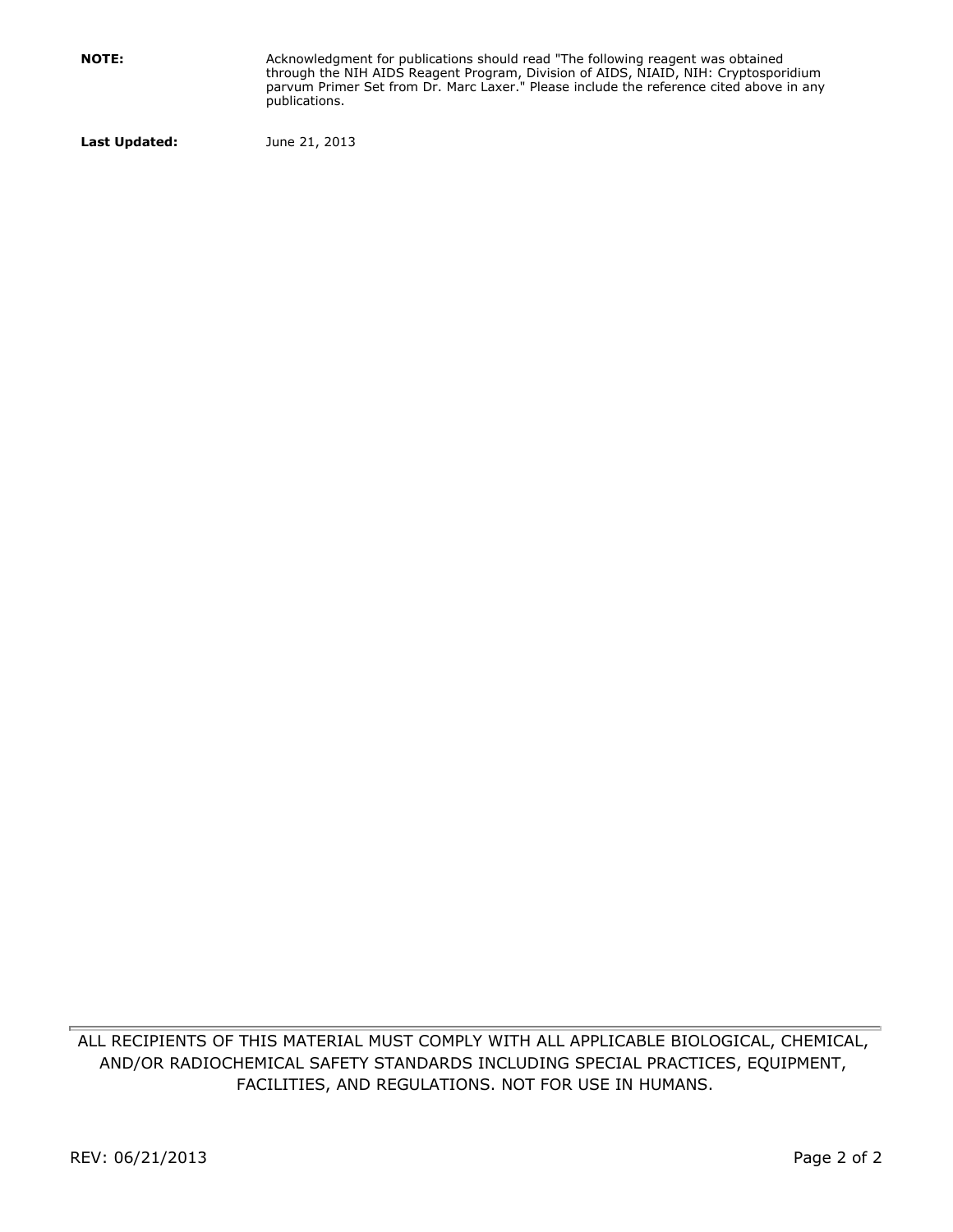**NOTE:** Acknowledgment for publications should read "The following reagent was obtained through the NIH AIDS Reagent Program, Division of AIDS, NIAID, NIH: Cryptosporidium parvum Primer Set from Dr. Marc Laxer." Please include the reference cited above in any publications.

**Last Updated:** June 21, 2013

ALL RECIPIENTS OF THIS MATERIAL MUST COMPLY WITH ALL APPLICABLE BIOLOGICAL, CHEMICAL, AND/OR RADIOCHEMICAL SAFETY STANDARDS INCLUDING SPECIAL PRACTICES, EQUIPMENT, FACILITIES, AND REGULATIONS. NOT FOR USE IN HUMANS.

REV: 06/21/2013